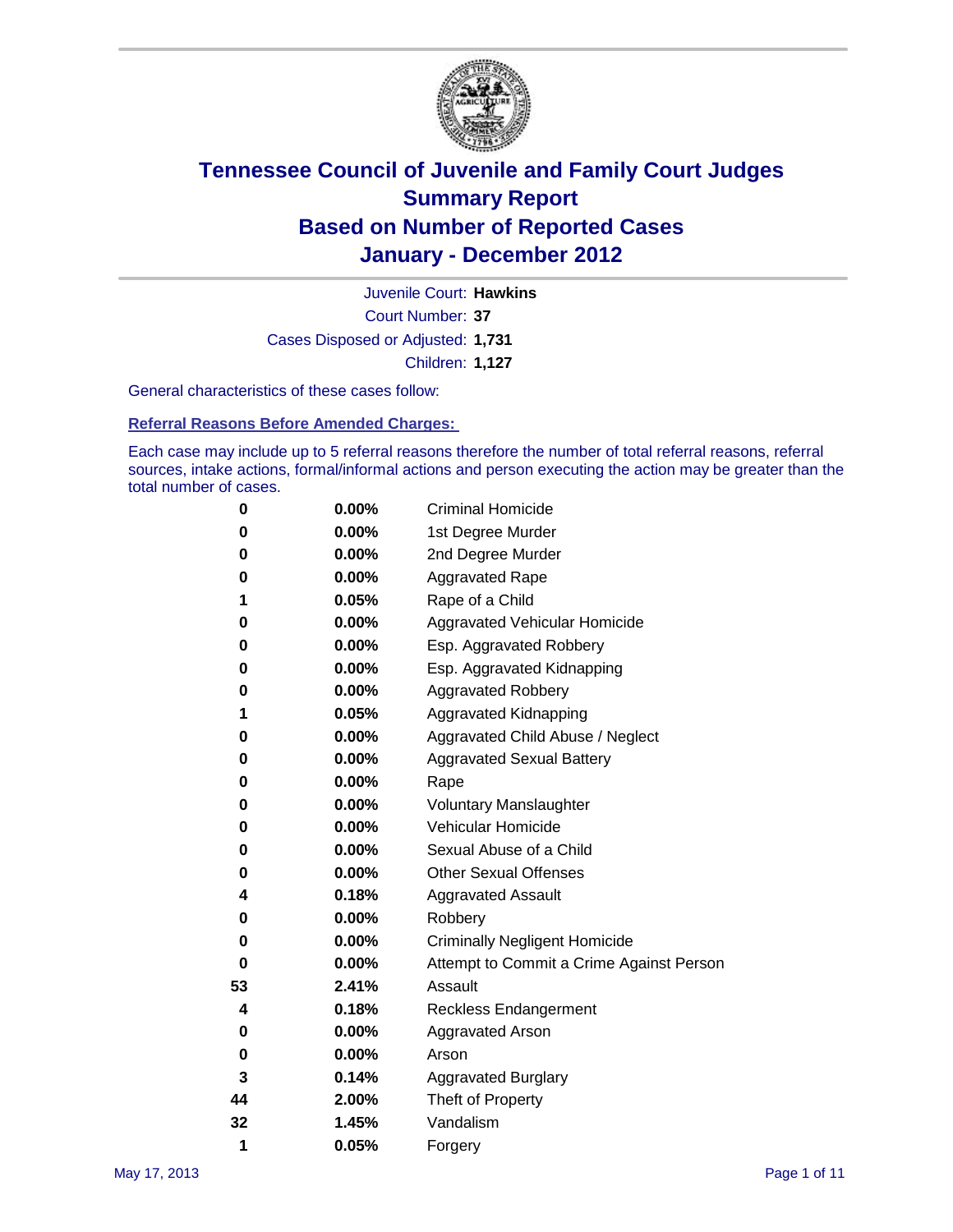# Tennessee Council of Juvenile and Family Court Judges
## Summary Report
## Based on Number of Reported Cases
## January - December 2012

Juvenile Court: **Hawkins**
Court Number: **37**
Cases Disposed or Adjusted: **1,731**
Children: **1,127**

General characteristics of these cases follow:

### Referral Reasons Before Amended Charges:

Each case may include up to 5 referral reasons therefore the number of total referral reasons, referral sources, intake actions, formal/informal actions and person executing the action may be greater than the total number of cases.

| Count | Percent | Referral Reason |
|---|---|---|
| 0 | 0.00% | Criminal Homicide |
| 0 | 0.00% | 1st Degree Murder |
| 0 | 0.00% | 2nd Degree Murder |
| 0 | 0.00% | Aggravated Rape |
| 1 | 0.05% | Rape of a Child |
| 0 | 0.00% | Aggravated Vehicular Homicide |
| 0 | 0.00% | Esp. Aggravated Robbery |
| 0 | 0.00% | Esp. Aggravated Kidnapping |
| 0 | 0.00% | Aggravated Robbery |
| 1 | 0.05% | Aggravated Kidnapping |
| 0 | 0.00% | Aggravated Child Abuse / Neglect |
| 0 | 0.00% | Aggravated Sexual Battery |
| 0 | 0.00% | Rape |
| 0 | 0.00% | Voluntary Manslaughter |
| 0 | 0.00% | Vehicular Homicide |
| 0 | 0.00% | Sexual Abuse of a Child |
| 0 | 0.00% | Other Sexual Offenses |
| 4 | 0.18% | Aggravated Assault |
| 0 | 0.00% | Robbery |
| 0 | 0.00% | Criminally Negligent Homicide |
| 0 | 0.00% | Attempt to Commit a Crime Against Person |
| 53 | 2.41% | Assault |
| 4 | 0.18% | Reckless Endangerment |
| 0 | 0.00% | Aggravated Arson |
| 0 | 0.00% | Arson |
| 3 | 0.14% | Aggravated Burglary |
| 44 | 2.00% | Theft of Property |
| 32 | 1.45% | Vandalism |
| 1 | 0.05% | Forgery |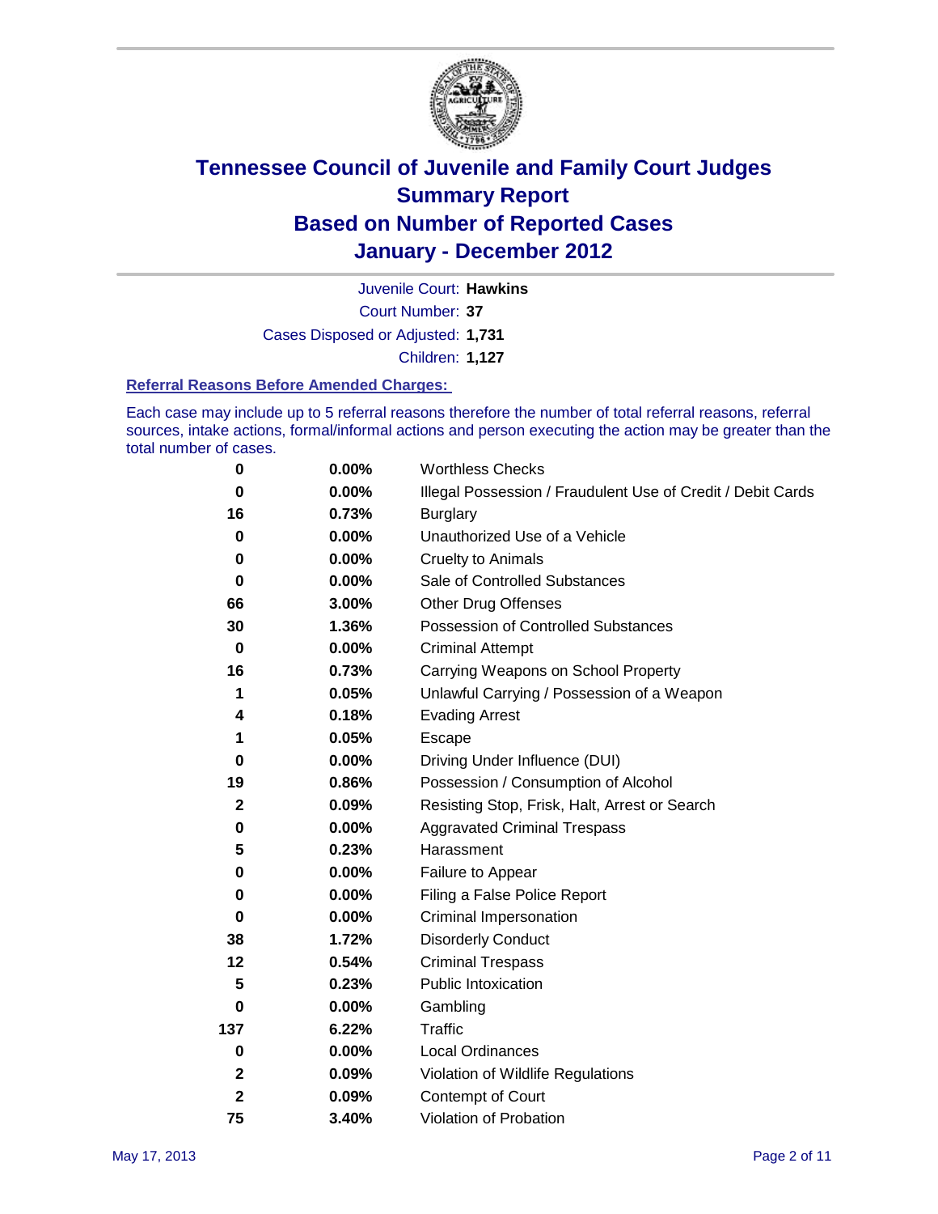# Tennessee Council of Juvenile and Family Court Judges
# Summary Report
# Based on Number of Reported Cases
# January - December 2012

Juvenile Court: **Hawkins**

Court Number: **37**

Cases Disposed or Adjusted: **1,731**

Children: **1,127**

### Referral Reasons Before Amended Charges:

Each case may include up to 5 referral reasons therefore the number of total referral reasons, referral sources, intake actions, formal/informal actions and person executing the action may be greater than the total number of cases.

| | | |
|---|---|---|
| 0 | 0.00% | Worthless Checks |
| 0 | 0.00% | Illegal Possession / Fraudulent Use of Credit / Debit Cards |
| 16 | 0.73% | Burglary |
| 0 | 0.00% | Unauthorized Use of a Vehicle |
| 0 | 0.00% | Cruelty to Animals |
| 0 | 0.00% | Sale of Controlled Substances |
| 66 | 3.00% | Other Drug Offenses |
| 30 | 1.36% | Possession of Controlled Substances |
| 0 | 0.00% | Criminal Attempt |
| 16 | 0.73% | Carrying Weapons on School Property |
| 1 | 0.05% | Unlawful Carrying / Possession of a Weapon |
| 4 | 0.18% | Evading Arrest |
| 1 | 0.05% | Escape |
| 0 | 0.00% | Driving Under Influence (DUI) |
| 19 | 0.86% | Possession / Consumption of Alcohol |
| 2 | 0.09% | Resisting Stop, Frisk, Halt, Arrest or Search |
| 0 | 0.00% | Aggravated Criminal Trespass |
| 5 | 0.23% | Harassment |
| 0 | 0.00% | Failure to Appear |
| 0 | 0.00% | Filing a False Police Report |
| 0 | 0.00% | Criminal Impersonation |
| 38 | 1.72% | Disorderly Conduct |
| 12 | 0.54% | Criminal Trespass |
| 5 | 0.23% | Public Intoxication |
| 0 | 0.00% | Gambling |
| 137 | 6.22% | Traffic |
| 0 | 0.00% | Local Ordinances |
| 2 | 0.09% | Violation of Wildlife Regulations |
| 2 | 0.09% | Contempt of Court |
| 75 | 3.40% | Violation of Probation |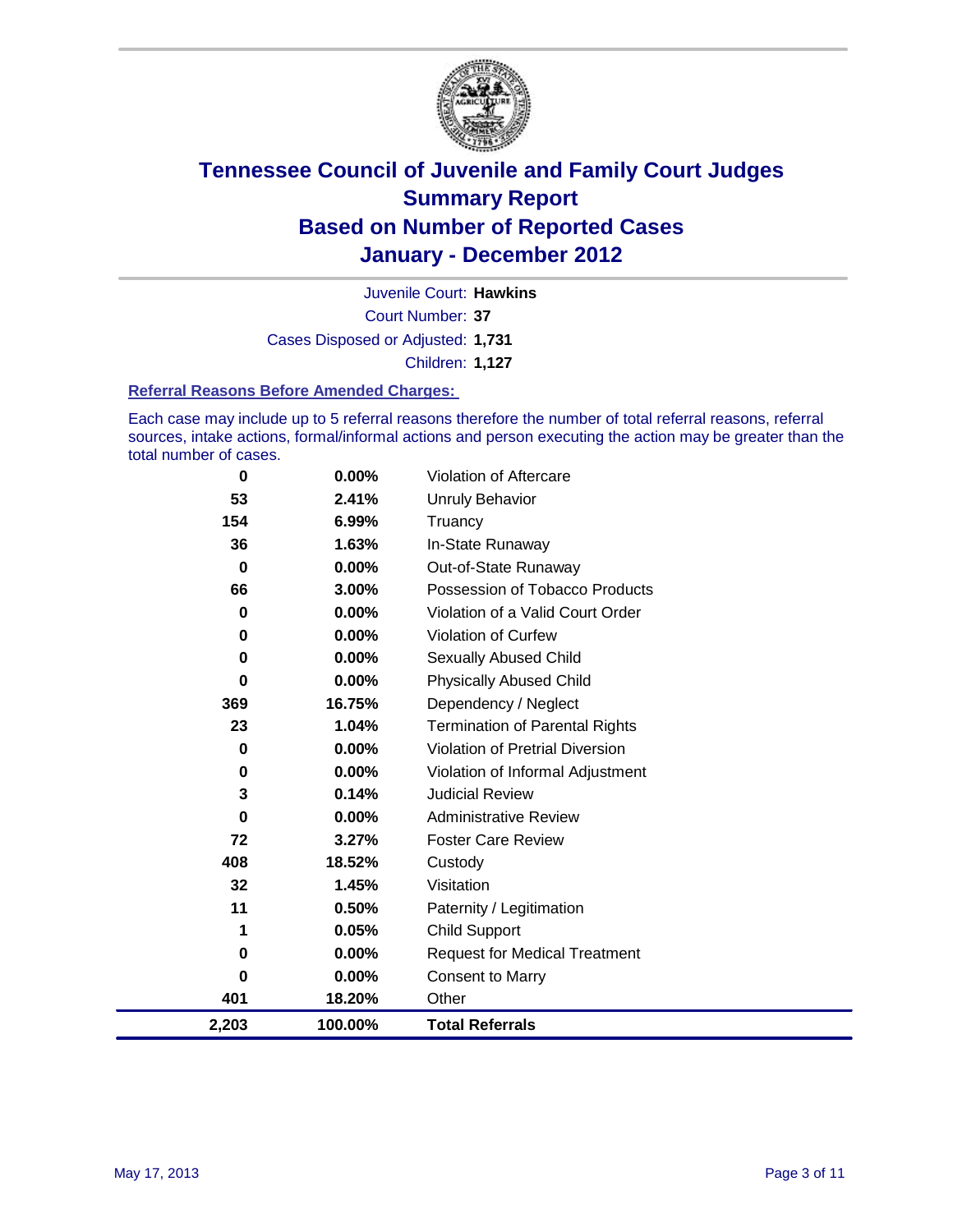# Tennessee Council of Juvenile and Family Court Judges
## Summary Report
## Based on Number of Reported Cases
## January - December 2012

Juvenile Court: **Hawkins**

Court Number: **37**

Cases Disposed or Adjusted: **1,731**

Children: **1,127**

### Referral Reasons Before Amended Charges:

Each case may include up to 5 referral reasons therefore the number of total referral reasons, referral sources, intake actions, formal/informal actions and person executing the action may be greater than the total number of cases.

| Count | Percent | Referral Reason |
|---|---|---|
| 0 | 0.00% | Violation of Aftercare |
| 53 | 2.41% | Unruly Behavior |
| 154 | 6.99% | Truancy |
| 36 | 1.63% | In-State Runaway |
| 0 | 0.00% | Out-of-State Runaway |
| 66 | 3.00% | Possession of Tobacco Products |
| 0 | 0.00% | Violation of a Valid Court Order |
| 0 | 0.00% | Violation of Curfew |
| 0 | 0.00% | Sexually Abused Child |
| 0 | 0.00% | Physically Abused Child |
| 369 | 16.75% | Dependency / Neglect |
| 23 | 1.04% | Termination of Parental Rights |
| 0 | 0.00% | Violation of Pretrial Diversion |
| 0 | 0.00% | Violation of Informal Adjustment |
| 3 | 0.14% | Judicial Review |
| 0 | 0.00% | Administrative Review |
| 72 | 3.27% | Foster Care Review |
| 408 | 18.52% | Custody |
| 32 | 1.45% | Visitation |
| 11 | 0.50% | Paternity / Legitimation |
| 1 | 0.05% | Child Support |
| 0 | 0.00% | Request for Medical Treatment |
| 0 | 0.00% | Consent to Marry |
| 401 | 18.20% | Other |
| **2,203** | **100.00%** | **Total Referrals** |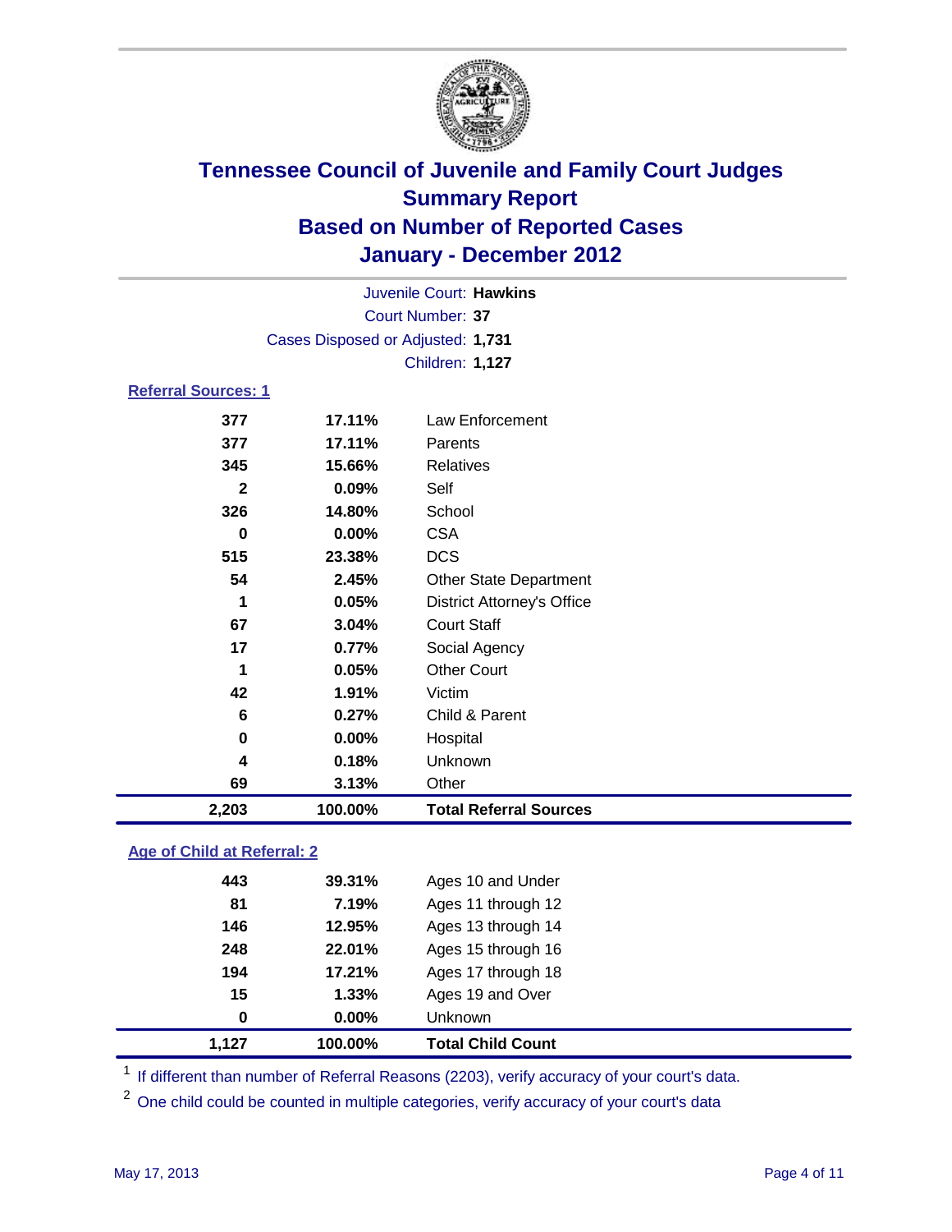# Tennessee Council of Juvenile and Family Court Judges
## Summary Report
## Based on Number of Reported Cases
## January - December 2012

Juvenile Court: **Hawkins**
Court Number: **37**
Cases Disposed or Adjusted: **1,731**
Children: **1,127**

### Referral Sources: 1

| | | |
|---|---|---|
| 377 | 17.11% | Law Enforcement |
| 377 | 17.11% | Parents |
| 345 | 15.66% | Relatives |
| 2 | 0.09% | Self |
| 326 | 14.80% | School |
| 0 | 0.00% | CSA |
| 515 | 23.38% | DCS |
| 54 | 2.45% | Other State Department |
| 1 | 0.05% | District Attorney's Office |
| 67 | 3.04% | Court Staff |
| 17 | 0.77% | Social Agency |
| 1 | 0.05% | Other Court |
| 42 | 1.91% | Victim |
| 6 | 0.27% | Child & Parent |
| 0 | 0.00% | Hospital |
| 4 | 0.18% | Unknown |
| 69 | 3.13% | Other |
| **2,203** | **100.00%** | **Total Referral Sources** |

### Age of Child at Referral: 2

| | | |
|---|---|---|
| 443 | 39.31% | Ages 10 and Under |
| 81 | 7.19% | Ages 11 through 12 |
| 146 | 12.95% | Ages 13 through 14 |
| 248 | 22.01% | Ages 15 through 16 |
| 194 | 17.21% | Ages 17 through 18 |
| 15 | 1.33% | Ages 19 and Over |
| 0 | 0.00% | Unknown |
| **1,127** | **100.00%** | **Total Child Count** |

[1] If different than number of Referral Reasons (2203), verify accuracy of your court's data.

[2] One child could be counted in multiple categories, verify accuracy of your court's data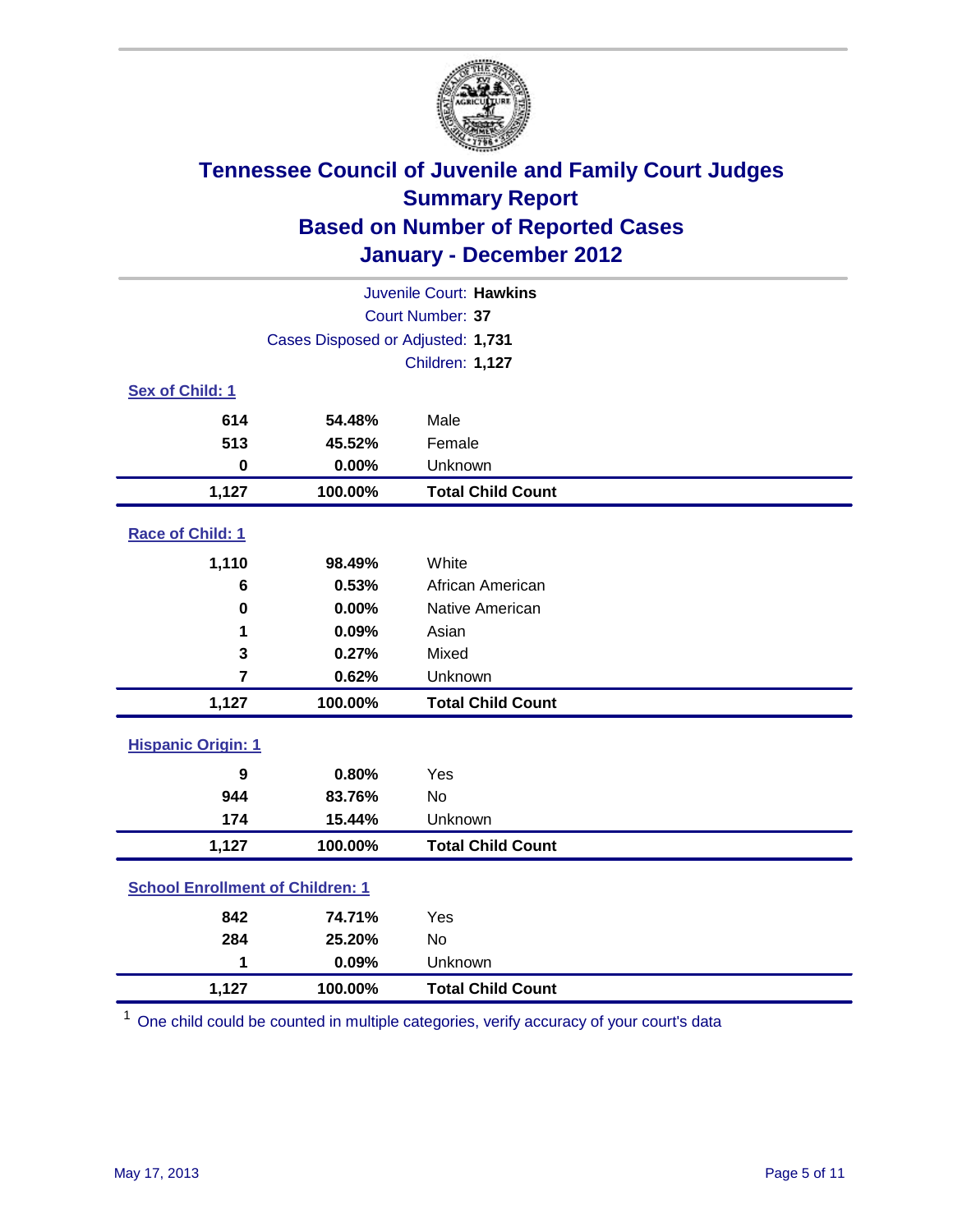# Tennessee Council of Juvenile and Family Court Judges
## Summary Report
## Based on Number of Reported Cases
## January - December 2012

Juvenile Court: **Hawkins**
Court Number: **37**
Cases Disposed or Adjusted: **1,731**
Children: **1,127**

### Sex of Child: 1

| Count | Percent | Category |
|---|---|---|
| 614 | 54.48% | Male |
| 513 | 45.52% | Female |
| 0 | 0.00% | Unknown |
| **1,127** | **100.00%** | **Total Child Count** |

### Race of Child: 1

| Count | Percent | Category |
|---|---|---|
| 1,110 | 98.49% | White |
| 6 | 0.53% | African American |
| 0 | 0.00% | Native American |
| 1 | 0.09% | Asian |
| 3 | 0.27% | Mixed |
| 7 | 0.62% | Unknown |
| **1,127** | **100.00%** | **Total Child Count** |

### Hispanic Origin: 1

| Count | Percent | Category |
|---|---|---|
| 9 | 0.80% | Yes |
| 944 | 83.76% | No |
| 174 | 15.44% | Unknown |
| **1,127** | **100.00%** | **Total Child Count** |

### School Enrollment of Children: 1

| Count | Percent | Category |
|---|---|---|
| 842 | 74.71% | Yes |
| 284 | 25.20% | No |
| 1 | 0.09% | Unknown |
| **1,127** | **100.00%** | **Total Child Count** |

[1] One child could be counted in multiple categories, verify accuracy of your court's data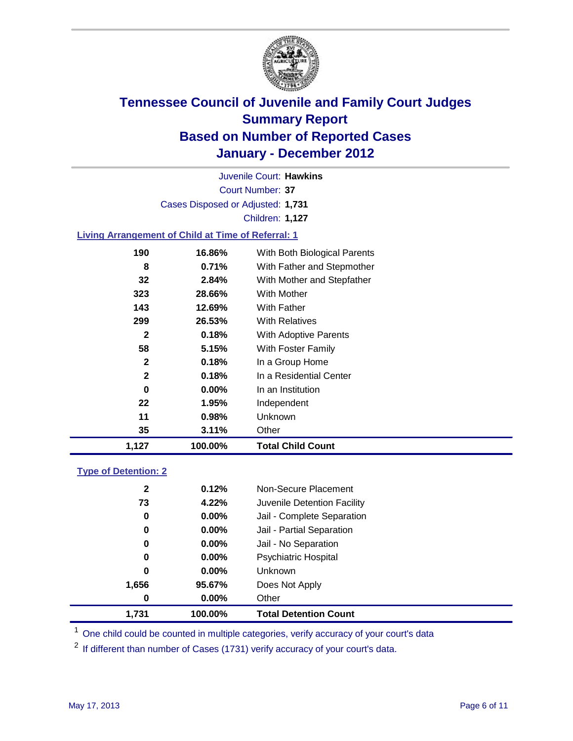# Tennessee Council of Juvenile and Family Court Judges
## Summary Report
## Based on Number of Reported Cases
## January - December 2012

Juvenile Court: **Hawkins**
Court Number: **37**
Cases Disposed or Adjusted: **1,731**
Children: **1,127**

### Living Arrangement of Child at Time of Referral: 1

| Count | Percent | Living Arrangement |
|---|---|---|
| 190 | 16.86% | With Both Biological Parents |
| 8 | 0.71% | With Father and Stepmother |
| 32 | 2.84% | With Mother and Stepfather |
| 323 | 28.66% | With Mother |
| 143 | 12.69% | With Father |
| 299 | 26.53% | With Relatives |
| 2 | 0.18% | With Adoptive Parents |
| 58 | 5.15% | With Foster Family |
| 2 | 0.18% | In a Group Home |
| 2 | 0.18% | In a Residential Center |
| 0 | 0.00% | In an Institution |
| 22 | 1.95% | Independent |
| 11 | 0.98% | Unknown |
| 35 | 3.11% | Other |
| **1,127** | **100.00%** | **Total Child Count** |

### Type of Detention: 2

| Count | Percent | Type of Detention |
|---|---|---|
| 2 | 0.12% | Non-Secure Placement |
| 73 | 4.22% | Juvenile Detention Facility |
| 0 | 0.00% | Jail - Complete Separation |
| 0 | 0.00% | Jail - Partial Separation |
| 0 | 0.00% | Jail - No Separation |
| 0 | 0.00% | Psychiatric Hospital |
| 0 | 0.00% | Unknown |
| 1,656 | 95.67% | Does Not Apply |
| 0 | 0.00% | Other |
| **1,731** | **100.00%** | **Total Detention Count** |

[1] One child could be counted in multiple categories, verify accuracy of your court's data

[2] If different than number of Cases (1731) verify accuracy of your court's data.

May 17, 2013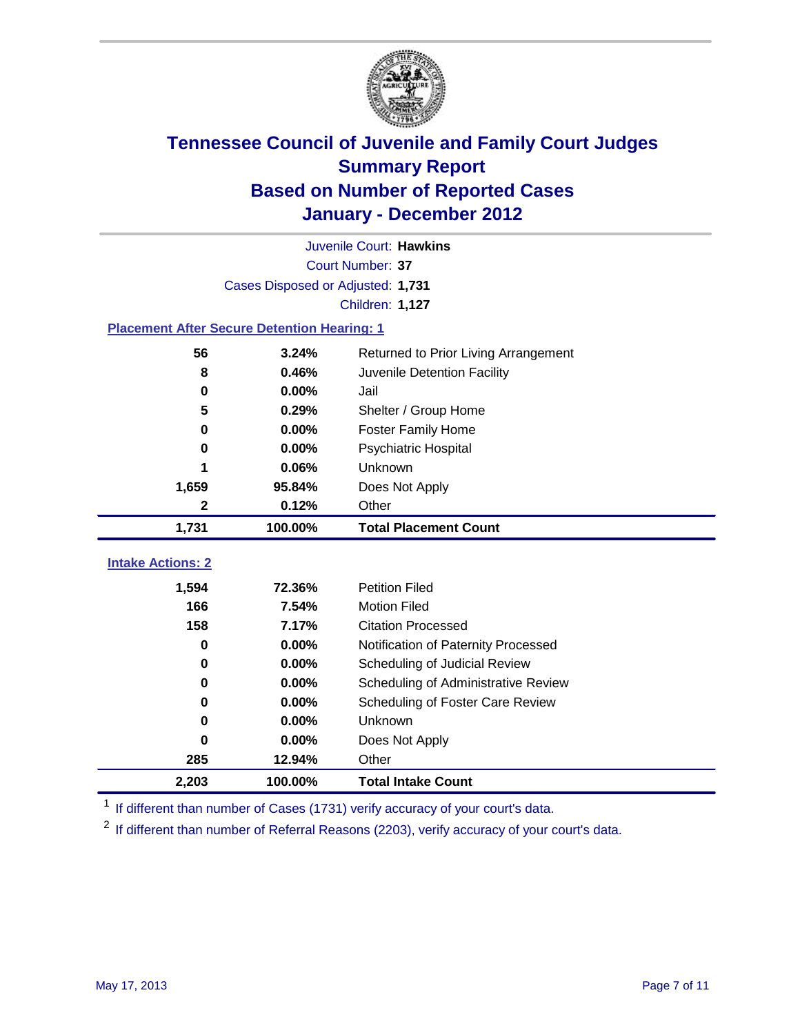# Tennessee Council of Juvenile and Family Court Judges
## Summary Report
## Based on Number of Reported Cases
## January - December 2012

Juvenile Court: **Hawkins**
Court Number: **37**
Cases Disposed or Adjusted: **1,731**
Children: **1,127**

### Placement After Secure Detention Hearing: 1

| Count | Percent | Placement |
|---|---|---|
| 56 | 3.24% | Returned to Prior Living Arrangement |
| 8 | 0.46% | Juvenile Detention Facility |
| 0 | 0.00% | Jail |
| 5 | 0.29% | Shelter / Group Home |
| 0 | 0.00% | Foster Family Home |
| 0 | 0.00% | Psychiatric Hospital |
| 1 | 0.06% | Unknown |
| 1,659 | 95.84% | Does Not Apply |
| 2 | 0.12% | Other |
| **1,731** | **100.00%** | **Total Placement Count** |

### Intake Actions: 2

| Count | Percent | Intake Action |
|---|---|---|
| 1,594 | 72.36% | Petition Filed |
| 166 | 7.54% | Motion Filed |
| 158 | 7.17% | Citation Processed |
| 0 | 0.00% | Notification of Paternity Processed |
| 0 | 0.00% | Scheduling of Judicial Review |
| 0 | 0.00% | Scheduling of Administrative Review |
| 0 | 0.00% | Scheduling of Foster Care Review |
| 0 | 0.00% | Unknown |
| 0 | 0.00% | Does Not Apply |
| 285 | 12.94% | Other |
| **2,203** | **100.00%** | **Total Intake Count** |

[1] If different than number of Cases (1731) verify accuracy of your court's data.

[2] If different than number of Referral Reasons (2203), verify accuracy of your court's data.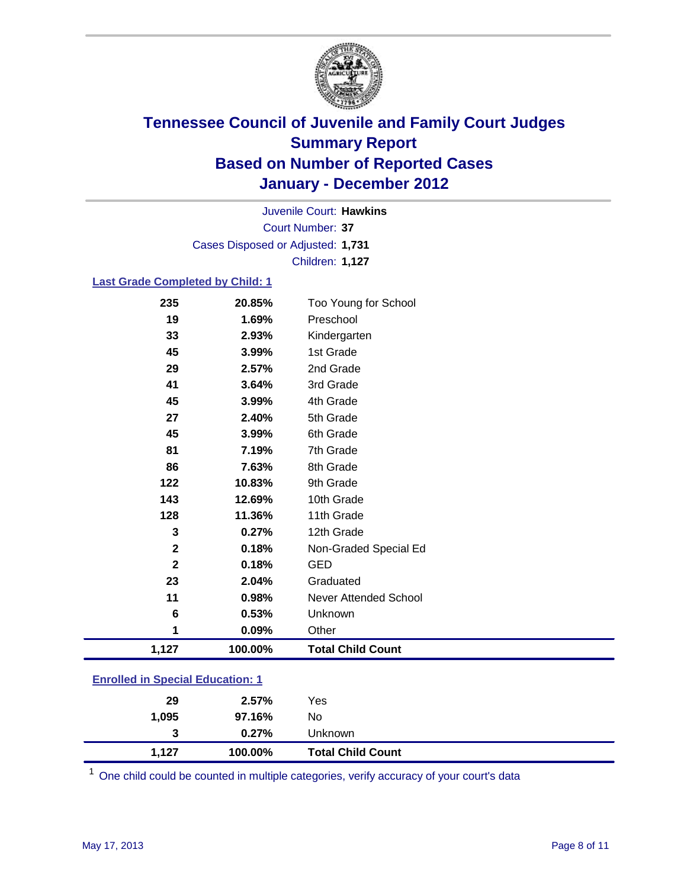# Tennessee Council of Juvenile and Family Court Judges
## Summary Report
## Based on Number of Reported Cases
## January - December 2012

Juvenile Court: **Hawkins**
Court Number: **37**
Cases Disposed or Adjusted: **1,731**
Children: **1,127**

### Last Grade Completed by Child: 1

| Count | Percent | Category |
|---|---|---|
| 235 | 20.85% | Too Young for School |
| 19 | 1.69% | Preschool |
| 33 | 2.93% | Kindergarten |
| 45 | 3.99% | 1st Grade |
| 29 | 2.57% | 2nd Grade |
| 41 | 3.64% | 3rd Grade |
| 45 | 3.99% | 4th Grade |
| 27 | 2.40% | 5th Grade |
| 45 | 3.99% | 6th Grade |
| 81 | 7.19% | 7th Grade |
| 86 | 7.63% | 8th Grade |
| 122 | 10.83% | 9th Grade |
| 143 | 12.69% | 10th Grade |
| 128 | 11.36% | 11th Grade |
| 3 | 0.27% | 12th Grade |
| 2 | 0.18% | Non-Graded Special Ed |
| 2 | 0.18% | GED |
| 23 | 2.04% | Graduated |
| 11 | 0.98% | Never Attended School |
| 6 | 0.53% | Unknown |
| 1 | 0.09% | Other |
| **1,127** | **100.00%** | **Total Child Count** |

### Enrolled in Special Education: 1

| Count | Percent | Category |
|---|---|---|
| 29 | 2.57% | Yes |
| 1,095 | 97.16% | No |
| 3 | 0.27% | Unknown |
| **1,127** | **100.00%** | **Total Child Count** |

[1] One child could be counted in multiple categories, verify accuracy of your court's data

May 17, 2013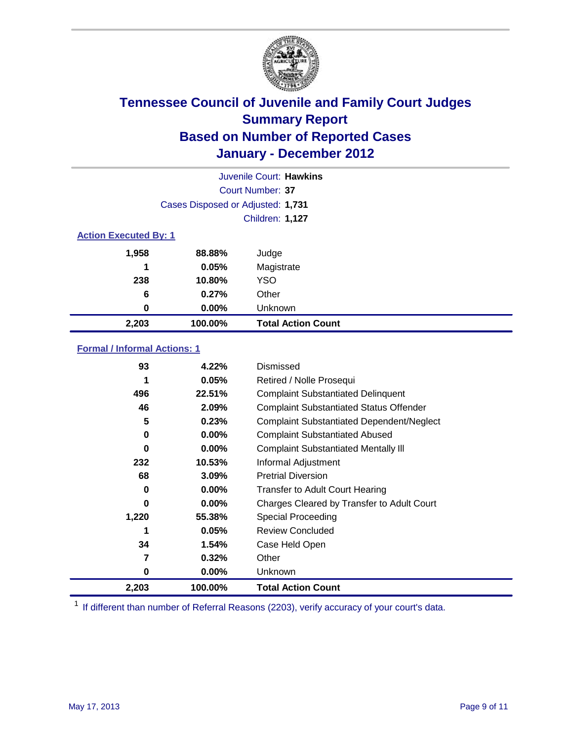# Tennessee Council of Juvenile and Family Court Judges
## Summary Report
## Based on Number of Reported Cases
## January - December 2012

Juvenile Court: **Hawkins**

Court Number: **37**

Cases Disposed or Adjusted: **1,731**

Children: **1,127**

### Action Executed By: 1

| | | |
|---|---|---|
| 1,958 | 88.88% | Judge |
| 1 | 0.05% | Magistrate |
| 238 | 10.80% | YSO |
| 6 | 0.27% | Other |
| 0 | 0.00% | Unknown |
| **2,203** | **100.00%** | **Total Action Count** |

### Formal / Informal Actions: 1

| | | |
|---|---|---|
| 93 | 4.22% | Dismissed |
| 1 | 0.05% | Retired / Nolle Prosequi |
| 496 | 22.51% | Complaint Substantiated Delinquent |
| 46 | 2.09% | Complaint Substantiated Status Offender |
| 5 | 0.23% | Complaint Substantiated Dependent/Neglect |
| 0 | 0.00% | Complaint Substantiated Abused |
| 0 | 0.00% | Complaint Substantiated Mentally Ill |
| 232 | 10.53% | Informal Adjustment |
| 68 | 3.09% | Pretrial Diversion |
| 0 | 0.00% | Transfer to Adult Court Hearing |
| 0 | 0.00% | Charges Cleared by Transfer to Adult Court |
| 1,220 | 55.38% | Special Proceeding |
| 1 | 0.05% | Review Concluded |
| 34 | 1.54% | Case Held Open |
| 7 | 0.32% | Other |
| 0 | 0.00% | Unknown |
| **2,203** | **100.00%** | **Total Action Count** |

[1] If different than number of Referral Reasons (2203), verify accuracy of your court's data.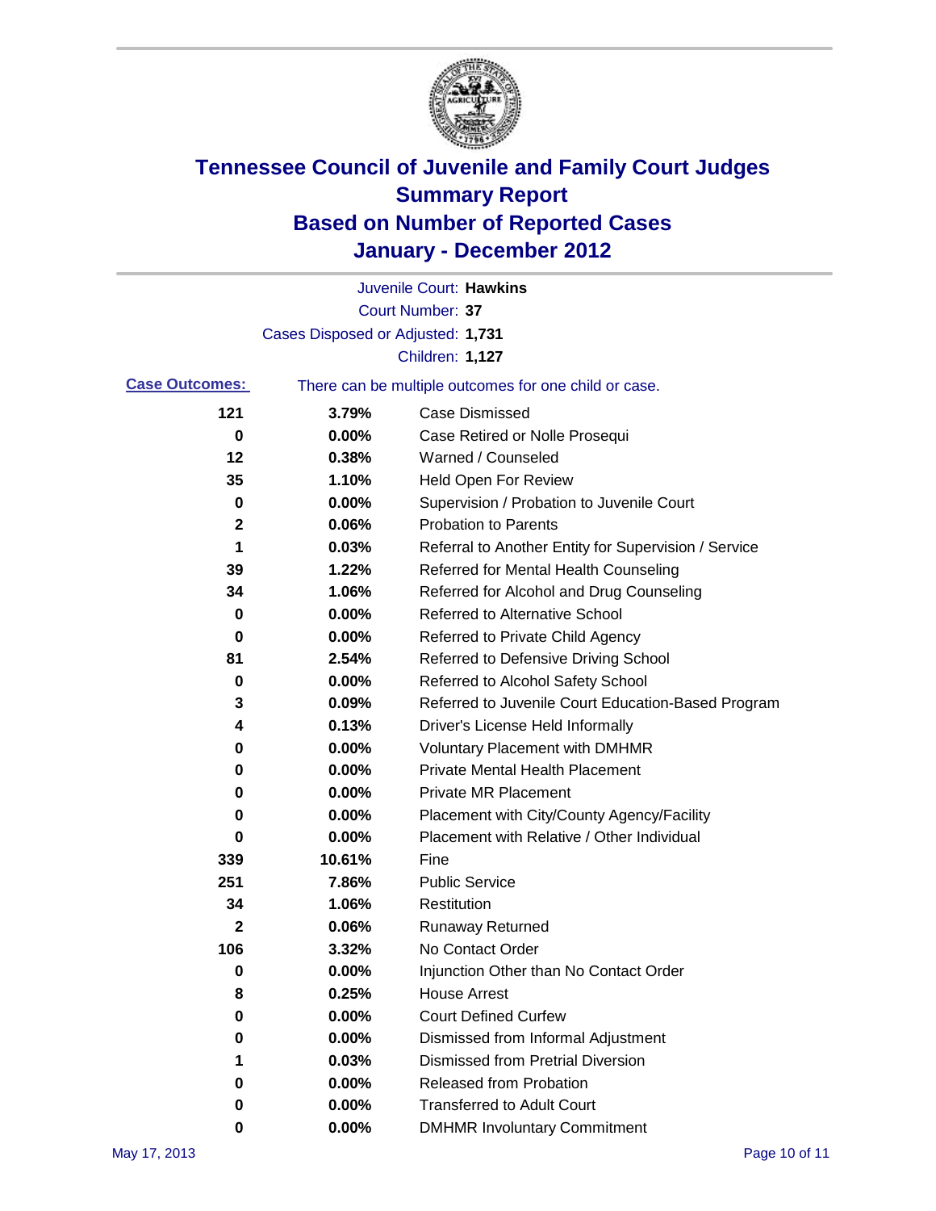# Tennessee Council of Juvenile and Family Court Judges
## Summary Report
## Based on Number of Reported Cases
## January - December 2012

Juvenile Court: **Hawkins**

Court Number: **37**

Cases Disposed or Adjusted: **1,731**

Children: **1,127**

**Case Outcomes:** There can be multiple outcomes for one child or case.

| Count | Percent | Outcome |
|---|---|---|
| 121 | 3.79% | Case Dismissed |
| 0 | 0.00% | Case Retired or Nolle Prosequi |
| 12 | 0.38% | Warned / Counseled |
| 35 | 1.10% | Held Open For Review |
| 0 | 0.00% | Supervision / Probation to Juvenile Court |
| 2 | 0.06% | Probation to Parents |
| 1 | 0.03% | Referral to Another Entity for Supervision / Service |
| 39 | 1.22% | Referred for Mental Health Counseling |
| 34 | 1.06% | Referred for Alcohol and Drug Counseling |
| 0 | 0.00% | Referred to Alternative School |
| 0 | 0.00% | Referred to Private Child Agency |
| 81 | 2.54% | Referred to Defensive Driving School |
| 0 | 0.00% | Referred to Alcohol Safety School |
| 3 | 0.09% | Referred to Juvenile Court Education-Based Program |
| 4 | 0.13% | Driver's License Held Informally |
| 0 | 0.00% | Voluntary Placement with DMHMR |
| 0 | 0.00% | Private Mental Health Placement |
| 0 | 0.00% | Private MR Placement |
| 0 | 0.00% | Placement with City/County Agency/Facility |
| 0 | 0.00% | Placement with Relative / Other Individual |
| 339 | 10.61% | Fine |
| 251 | 7.86% | Public Service |
| 34 | 1.06% | Restitution |
| 2 | 0.06% | Runaway Returned |
| 106 | 3.32% | No Contact Order |
| 0 | 0.00% | Injunction Other than No Contact Order |
| 8 | 0.25% | House Arrest |
| 0 | 0.00% | Court Defined Curfew |
| 0 | 0.00% | Dismissed from Informal Adjustment |
| 1 | 0.03% | Dismissed from Pretrial Diversion |
| 0 | 0.00% | Released from Probation |
| 0 | 0.00% | Transferred to Adult Court |
| 0 | 0.00% | DMHMR Involuntary Commitment |

May 17, 2013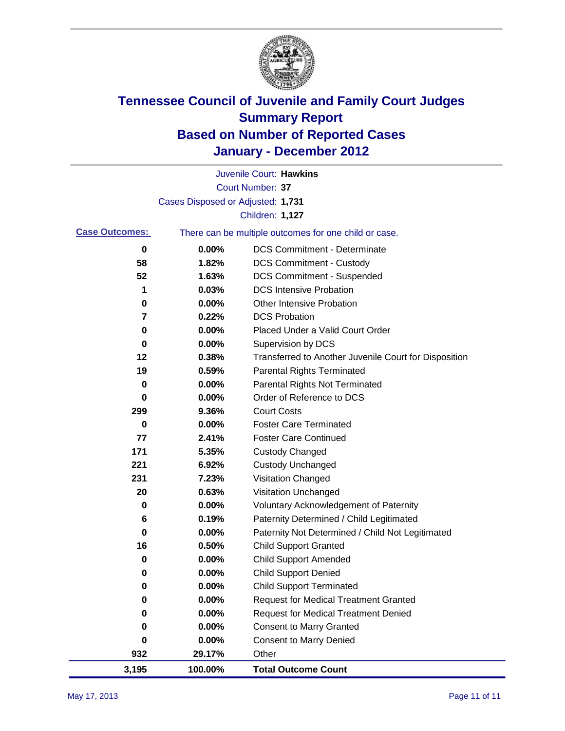# Tennessee Council of Juvenile and Family Court Judges
# Summary Report
# Based on Number of Reported Cases
# January - December 2012

Juvenile Court: **Hawkins**
Court Number: **37**
Cases Disposed or Adjusted: **1,731**
Children: **1,127**

| Case Outcomes: | There can be multiple outcomes for one child or case. | |
|---|---|---|
| 0 | 0.00% | DCS Commitment - Determinate |
| 58 | 1.82% | DCS Commitment - Custody |
| 52 | 1.63% | DCS Commitment - Suspended |
| 1 | 0.03% | DCS Intensive Probation |
| 0 | 0.00% | Other Intensive Probation |
| 7 | 0.22% | DCS Probation |
| 0 | 0.00% | Placed Under a Valid Court Order |
| 0 | 0.00% | Supervision by DCS |
| 12 | 0.38% | Transferred to Another Juvenile Court for Disposition |
| 19 | 0.59% | Parental Rights Terminated |
| 0 | 0.00% | Parental Rights Not Terminated |
| 0 | 0.00% | Order of Reference to DCS |
| 299 | 9.36% | Court Costs |
| 0 | 0.00% | Foster Care Terminated |
| 77 | 2.41% | Foster Care Continued |
| 171 | 5.35% | Custody Changed |
| 221 | 6.92% | Custody Unchanged |
| 231 | 7.23% | Visitation Changed |
| 20 | 0.63% | Visitation Unchanged |
| 0 | 0.00% | Voluntary Acknowledgement of Paternity |
| 6 | 0.19% | Paternity Determined / Child Legitimated |
| 0 | 0.00% | Paternity Not Determined / Child Not Legitimated |
| 16 | 0.50% | Child Support Granted |
| 0 | 0.00% | Child Support Amended |
| 0 | 0.00% | Child Support Denied |
| 0 | 0.00% | Child Support Terminated |
| 0 | 0.00% | Request for Medical Treatment Granted |
| 0 | 0.00% | Request for Medical Treatment Denied |
| 0 | 0.00% | Consent to Marry Granted |
| 0 | 0.00% | Consent to Marry Denied |
| 932 | 29.17% | Other |
| **3,195** | **100.00%** | **Total Outcome Count** |

May 17, 2013